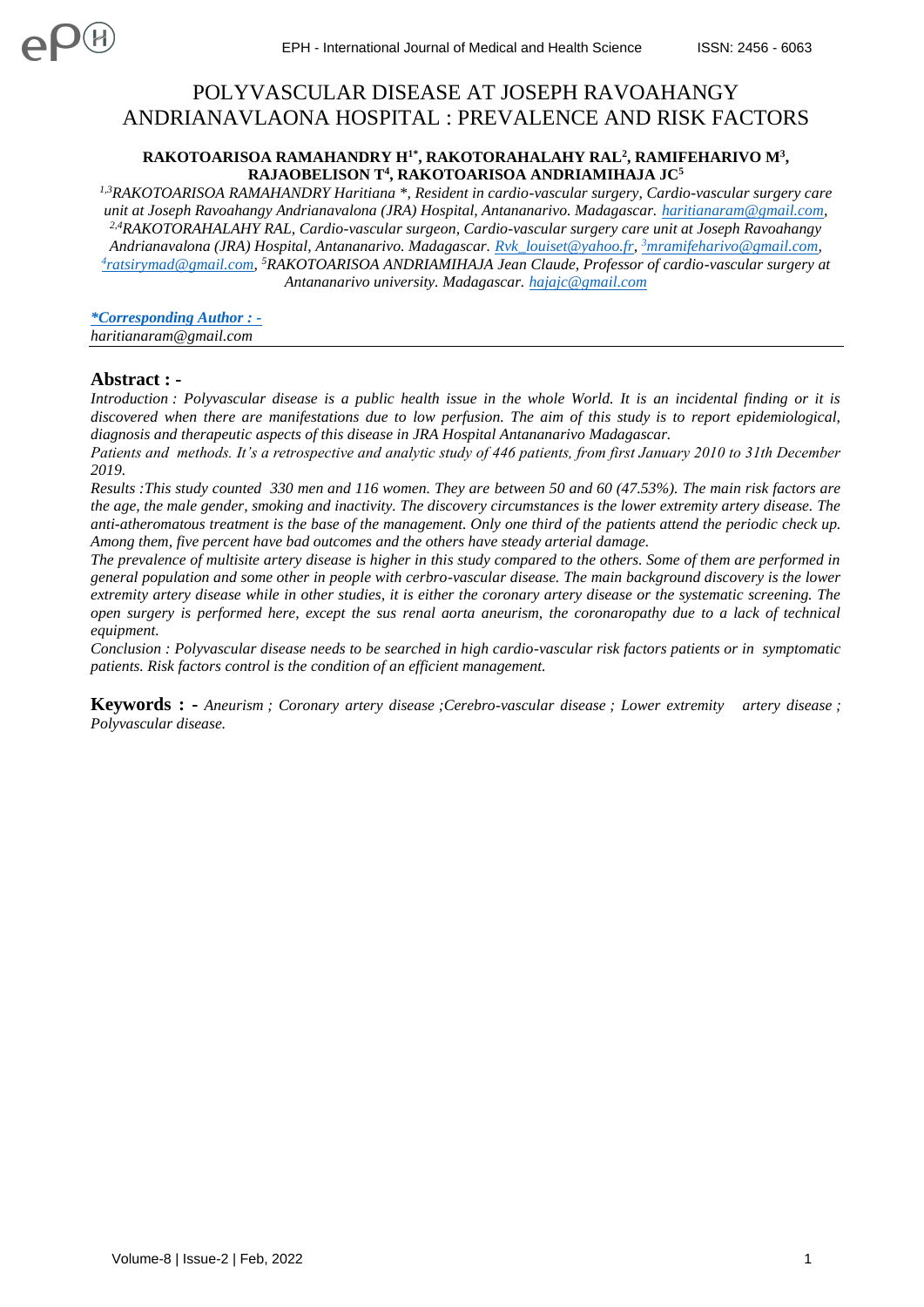# POLYVASCULAR DISEASE AT JOSEPH RAVOAHANGY ANDRIANAVLAONA HOSPITAL : PREVALENCE AND RISK FACTORS

**RAKOTOARISOA RAMAHANDRY H[1*], RAKOTORAHALAHY RAL[2], RAMIFEHARIVO M[3], RAJAOBELISON T[4], RAKOTOARISOA ANDRIAMIHAJA JC[5]**

*[1,3]RAKOTOARISOA RAMAHANDRY Haritiana \*, Resident in cardio-vascular surgery, Cardio-vascular surgery care unit at Joseph Ravoahangy Andrianavalona (JRA) Hospital, Antananarivo. Madagascar. haritianaram@gmail.com, [2,4]RAKOTORAHALAHY RAL, Cardio-vascular surgeon, Cardio-vascular surgery care unit at Joseph Ravoahangy Andrianavalona (JRA) Hospital, Antananarivo. Madagascar. Rvk_louiset@yahoo.fr, [3]mramifeharivo@gmail.com, [4]ratsirymad@gmail.com, [5]RAKOTOARISOA ANDRIAMIHAJA Jean Claude, Professor of cardio-vascular surgery at Antananarivo university. Madagascar. hajajc@gmail.com*

***\*Corresponding Author : -***
*haritianaram@gmail.com*

## Abstract : -

*Introduction : Polyvascular disease is a public health issue in the whole World. It is an incidental finding or it is discovered when there are manifestations due to low perfusion. The aim of this study is to report epidemiological, diagnosis and therapeutic aspects of this disease in JRA Hospital Antananarivo Madagascar.*

*Patients and methods. It's a retrospective and analytic study of 446 patients, from first January 2010 to 31th December 2019.*

*Results :This study counted 330 men and 116 women. They are between 50 and 60 (47.53%). The main risk factors are the age, the male gender, smoking and inactivity. The discovery circumstances is the lower extremity artery disease. The anti-atheromatous treatment is the base of the management. Only one third of the patients attend the periodic check up. Among them, five percent have bad outcomes and the others have steady arterial damage.*

*The prevalence of multisite artery disease is higher in this study compared to the others. Some of them are performed in general population and some other in people with cerbro-vascular disease. The main background discovery is the lower extremity artery disease while in other studies, it is either the coronary artery disease or the systematic screening. The open surgery is performed here, except the sus renal aorta aneurism, the coronaropathy due to a lack of technical equipment.*

*Conclusion : Polyvascular disease needs to be searched in high cardio-vascular risk factors patients or in symptomatic patients. Risk factors control is the condition of an efficient management.*

**Keywords : -** *Aneurism ; Coronary artery disease ;Cerebro-vascular disease ; Lower extremity artery disease ; Polyvascular disease.*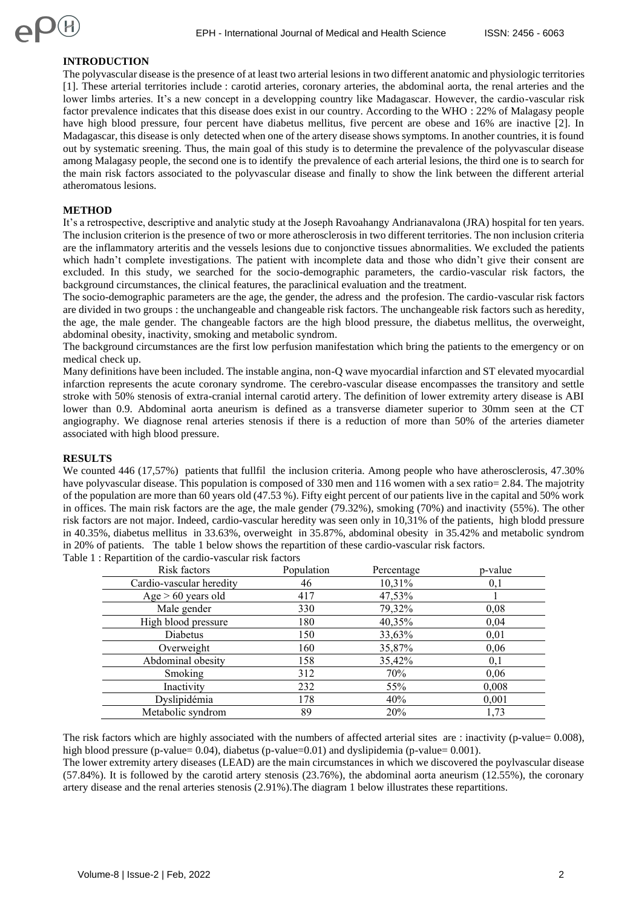## INTRODUCTION

The polyvascular disease is the presence of at least two arterial lesions in two different anatomic and physiologic territories [1]. These arterial territories include : carotid arteries, coronary arteries, the abdominal aorta, the renal arteries and the lower limbs arteries. It's a new concept in a developping country like Madagascar. However, the cardio-vascular risk factor prevalence indicates that this disease does exist in our country. According to the WHO : 22% of Malagasy people have high blood pressure, four percent have diabetus mellitus, five percent are obese and 16% are inactive [2]. In Madagascar, this disease is only detected when one of the artery disease shows symptoms. In another countries, it is found out by systematic sreening. Thus, the main goal of this study is to determine the prevalence of the polyvascular disease among Malagasy people, the second one is to identify the prevalence of each arterial lesions, the third one is to search for the main risk factors associated to the polyvascular disease and finally to show the link between the different arterial atheromatous lesions.

## METHOD

It's a retrospective, descriptive and analytic study at the Joseph Ravoahangy Andrianavalona (JRA) hospital for ten years. The inclusion criterion is the presence of two or more atherosclerosis in two different territories. The non inclusion criteria are the inflammatory arteritis and the vessels lesions due to conjonctive tissues abnormalities. We excluded the patients which hadn't complete investigations. The patient with incomplete data and those who didn't give their consent are excluded. In this study, we searched for the socio-demographic parameters, the cardio-vascular risk factors, the background circumstances, the clinical features, the paraclinical evaluation and the treatment.

The socio-demographic parameters are the age, the gender, the adress and the profesion. The cardio-vascular risk factors are divided in two groups : the unchangeable and changeable risk factors. The unchangeable risk factors such as heredity, the age, the male gender. The changeable factors are the high blood pressure, the diabetus mellitus, the overweight, abdominal obesity, inactivity, smoking and metabolic syndrom.

The background circumstances are the first low perfusion manifestation which bring the patients to the emergency or on medical check up.

Many definitions have been included. The instable angina, non-Q wave myocardial infarction and ST elevated myocardial infarction represents the acute coronary syndrome. The cerebro-vascular disease encompasses the transitory and settle stroke with 50% stenosis of extra-cranial internal carotid artery. The definition of lower extremity artery disease is ABI lower than 0.9. Abdominal aorta aneurism is defined as a transverse diameter superior to 30mm seen at the CT angiography. We diagnose renal arteries stenosis if there is a reduction of more than 50% of the arteries diameter associated with high blood pressure.

## RESULTS

We counted 446 (17,57%) patients that fullfil the inclusion criteria. Among people who have atherosclerosis, 47.30% have polyvascular disease. This population is composed of 330 men and 116 women with a sex ratio= 2.84. The majotrity of the population are more than 60 years old (47.53 %). Fifty eight percent of our patients live in the capital and 50% work in offices. The main risk factors are the age, the male gender (79.32%), smoking (70%) and inactivity (55%). The other risk factors are not major. Indeed, cardio-vascular heredity was seen only in 10,31% of the patients, high blodd pressure in 40.35%, diabetus mellitus in 33.63%, overweight in 35.87%, abdominal obesity in 35.42% and metabolic syndrom in 20% of patients. The table 1 below shows the repartition of these cardio-vascular risk factors.

Table 1 : Repartition of the cardio-vascular risk factors

| Risk factors | Population | Percentage | p-value |
|---|---|---|---|
| Cardio-vascular heredity | 46 | 10,31% | 0,1 |
| Age > 60 years old | 417 | 47,53% | 1 |
| Male gender | 330 | 79,32% | 0,08 |
| High blood pressure | 180 | 40,35% | 0,04 |
| Diabetus | 150 | 33,63% | 0,01 |
| Overweight | 160 | 35,87% | 0,06 |
| Abdominal obesity | 158 | 35,42% | 0,1 |
| Smoking | 312 | 70% | 0,06 |
| Inactivity | 232 | 55% | 0,008 |
| Dyslipidémia | 178 | 40% | 0,001 |
| Metabolic syndrom | 89 | 20% | 1,73 |

The risk factors which are highly associated with the numbers of affected arterial sites are : inactivity (p-value= 0.008), high blood pressure (p-value= 0.04), diabetus (p-value=0.01) and dyslipidemia (p-value= 0.001).

The lower extremity artery diseases (LEAD) are the main circumstances in which we discovered the poylvascular disease (57.84%). It is followed by the carotid artery stenosis (23.76%), the abdominal aorta aneurism (12.55%), the coronary artery disease and the renal arteries stenosis (2.91%).The diagram 1 below illustrates these repartitions.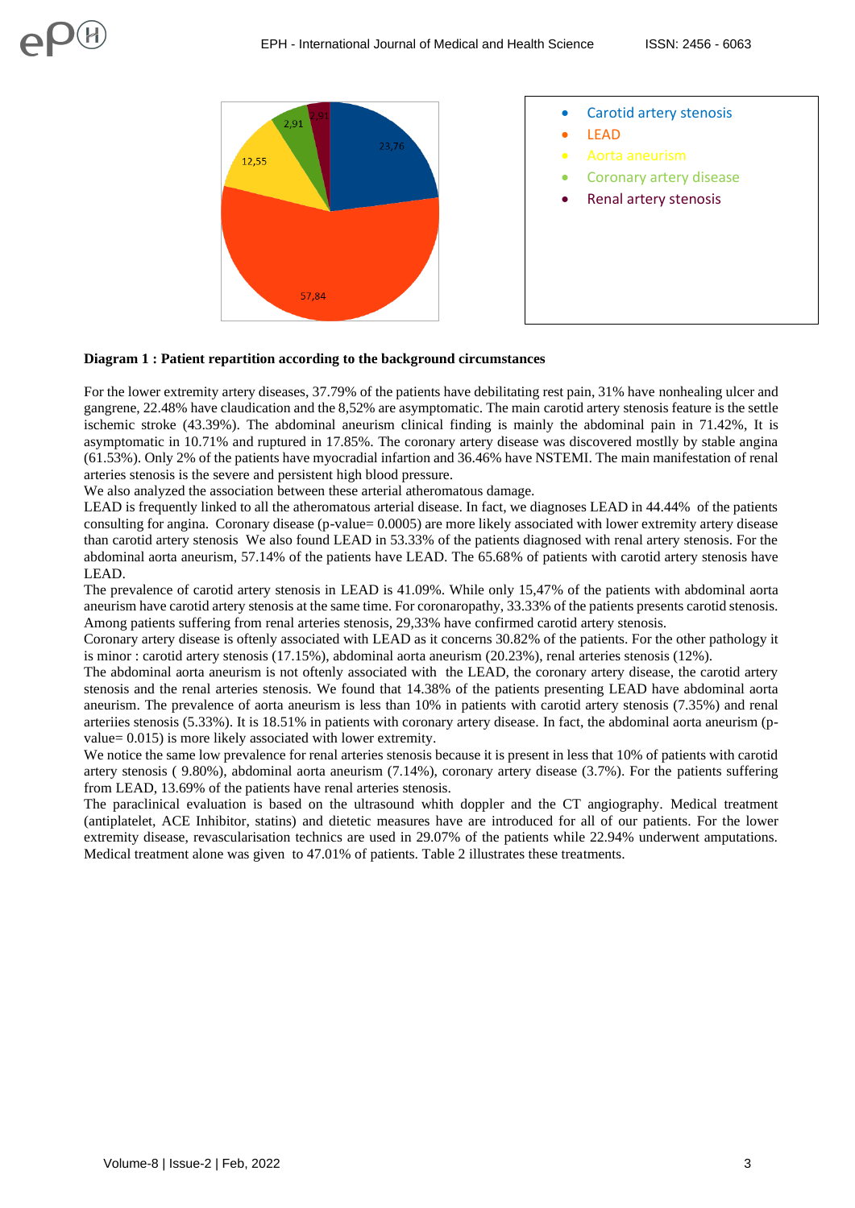**Diagram 1 : Patient repartition according to the background circumstances**

For the lower extremity artery diseases, 37.79% of the patients have debilitating rest pain, 31% have nonhealing ulcer and gangrene, 22.48% have claudication and the 8,52% are asymptomatic. The main carotid artery stenosis feature is the settle ischemic stroke (43.39%). The abdominal aneurism clinical finding is mainly the abdominal pain in 71.42%, It is asymptomatic in 10.71% and ruptured in 17.85%. The coronary artery disease was discovered mostlly by stable angina (61.53%). Only 2% of the patients have myocradial infartion and 36.46% have NSTEMI. The main manifestation of renal arteries stenosis is the severe and persistent high blood pressure.

We also analyzed the association between these arterial atheromatous damage.

LEAD is frequently linked to all the atheromatous arterial disease. In fact, we diagnoses LEAD in 44.44% of the patients consulting for angina. Coronary disease (p-value= 0.0005) are more likely associated with lower extremity artery disease than carotid artery stenosis We also found LEAD in 53.33% of the patients diagnosed with renal artery stenosis. For the abdominal aorta aneurism, 57.14% of the patients have LEAD. The 65.68% of patients with carotid artery stenosis have LEAD.

The prevalence of carotid artery stenosis in LEAD is 41.09%. While only 15,47% of the patients with abdominal aorta aneurism have carotid artery stenosis at the same time. For coronaropathy, 33.33% of the patients presents carotid stenosis. Among patients suffering from renal arteries stenosis, 29,33% have confirmed carotid artery stenosis.

Coronary artery disease is oftenly associated with LEAD as it concerns 30.82% of the patients. For the other pathology it is minor : carotid artery stenosis (17.15%), abdominal aorta aneurism (20.23%), renal arteries stenosis (12%).

The abdominal aorta aneurism is not oftenly associated with the LEAD, the coronary artery disease, the carotid artery stenosis and the renal arteries stenosis. We found that 14.38% of the patients presenting LEAD have abdominal aorta aneurism. The prevalence of aorta aneurism is less than 10% in patients with carotid artery stenosis (7.35%) and renal arteriies stenosis (5.33%). It is 18.51% in patients with coronary artery disease. In fact, the abdominal aorta aneurism (p-value= 0.015) is more likely associated with lower extremity.

We notice the same low prevalence for renal arteries stenosis because it is present in less that 10% of patients with carotid artery stenosis ( 9.80%), abdominal aorta aneurism (7.14%), coronary artery disease (3.7%). For the patients suffering from LEAD, 13.69% of the patients have renal arteries stenosis.

The paraclinical evaluation is based on the ultrasound whith doppler and the CT angiography. Medical treatment (antiplatelet, ACE Inhibitor, statins) and dietetic measures have are introduced for all of our patients. For the lower extremity artery disease, revascularisation technics are used in 29.07% of the patients while 22.94% underwent amputations. Medical treatment alone was given to 47.01% of patients. Table 2 illustrates these treatments.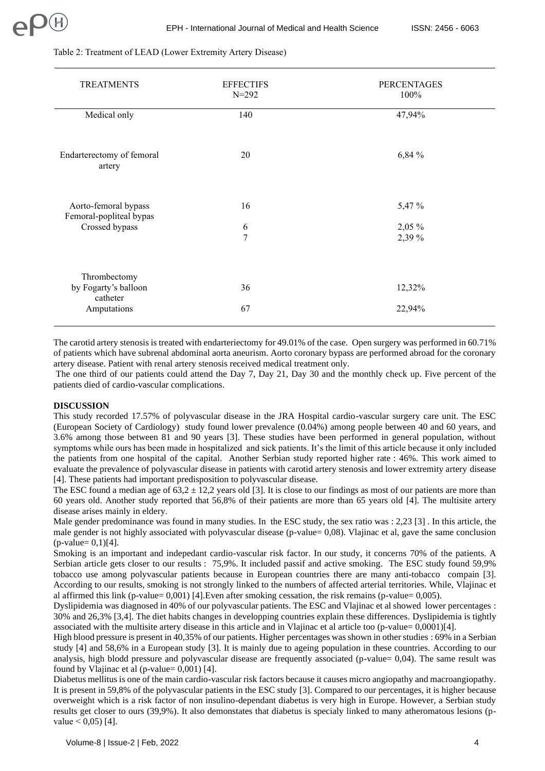Table 2: Treatment of LEAD (Lower Extremity Artery Disease)

| TREATMENTS | EFFECTIFS N=292 | PERCENTAGES 100% |
|---|---|---|
| Medical only | 140 | 47,94% |
| Endarterectomy of femoral artery | 20 | 6,84 % |
| Aorto-femoral bypass | 16 | 5,47 % |
| Femoral-popliteal bypas | 6 | 2,05 % |
| Crossed bypass | 7 | 2,39 % |
| Thrombectomy by Fogarty's balloon catheter | 36 | 12,32% |
| Amputations | 67 | 22,94% |

The carotid artery stenosis is treated with endarteriectomy for 49.01% of the case. Open surgery was performed in 60.71% of patients which have subrenal abdominal aorta aneurism. Aorto coronary bypass are performed abroad for the coronary artery disease. Patient with renal artery stenosis received medical treatment only.

The one third of our patients could attend the Day 7, Day 21, Day 30 and the monthly check up. Five percent of the patients died of cardio-vascular complications.

**DISCUSSION**

This study recorded 17.57% of polyvascular disease in the JRA Hospital cardio-vascular surgery care unit. The ESC (European Society of Cardiology) study found lower prevalence (0.04%) among people between 40 and 60 years, and 3.6% among those between 81 and 90 years [3]. These studies have been performed in general population, without symptoms while ours has been made in hospitalized and sick patients. It's the limit of this article because it only included the patients from one hospital of the capital. Another Serbian study reported higher rate : 46%. This work aimed to evaluate the prevalence of polyvascular disease in patients with carotid artery stenosis and lower extremity artery disease [4]. These patients had important predisposition to polyvascular disease.

The ESC found a median age of $63{,}2 \pm 12{,}2$ years old [3]. It is close to our findings as most of our patients are more than 60 years old. Another study reported that 56,8% of their patients are more than 65 years old [4]. The multisite artery disease arises mainly in eldery.

Male gender predominance was found in many studies. In the ESC study, the sex ratio was : 2,23 [3] . In this article, the male gender is not highly associated with polyvascular disease (p-value= 0,08). Vlajinac et al, gave the same conclusion (p-value= 0,1)[4].

Smoking is an important and indepedant cardio-vascular risk factor. In our study, it concerns 70% of the patients. A Serbian article gets closer to our results : 75,9%. It included passif and active smoking. The ESC study found 59,9% tobacco use among polyvascular patients because in European countries there are many anti-tobacco compain [3]. According to our results, smoking is not strongly linked to the numbers of affected arterial territories. While, Vlajinac et al affirmed this link (p-value= 0,001) [4].Even after smoking cessation, the risk remains (p-value= 0,005).

Dyslipidemia was diagnosed in 40% of our polyvascular patients. The ESC and Vlajinac et al showed lower percentages : 30% and 26,3% [3,4]. The diet habits changes in developping countries explain these differences. Dyslipidemia is tightly associated with the multisite artery disease in this article and in Vlajinac et al article too (p-value= 0,0001)[4].

High blood pressure is present in 40,35% of our patients. Higher percentages was shown in other studies : 69% in a Serbian study [4] and 58,6% in a European study [3]. It is mainly due to ageing population in these countries. According to our analysis, high blodd pressure and polyvascular disease are frequently associated (p-value= 0,04). The same result was found by Vlajinac et al (p-value= 0,001) [4].

Diabetus mellitus is one of the main cardio-vascular risk factors because it causes micro angiopathy and macroangiopathy. It is present in 59,8% of the polyvascular patients in the ESC study [3]. Compared to our percentages, it is higher because overweight which is a risk factor of non insulino-dependant diabetus is very high in Europe. However, a Serbian study results get closer to ours (39,9%). It also demonstates that diabetus is specialy linked to many atheromatous lesions (p-value < 0,05) [4].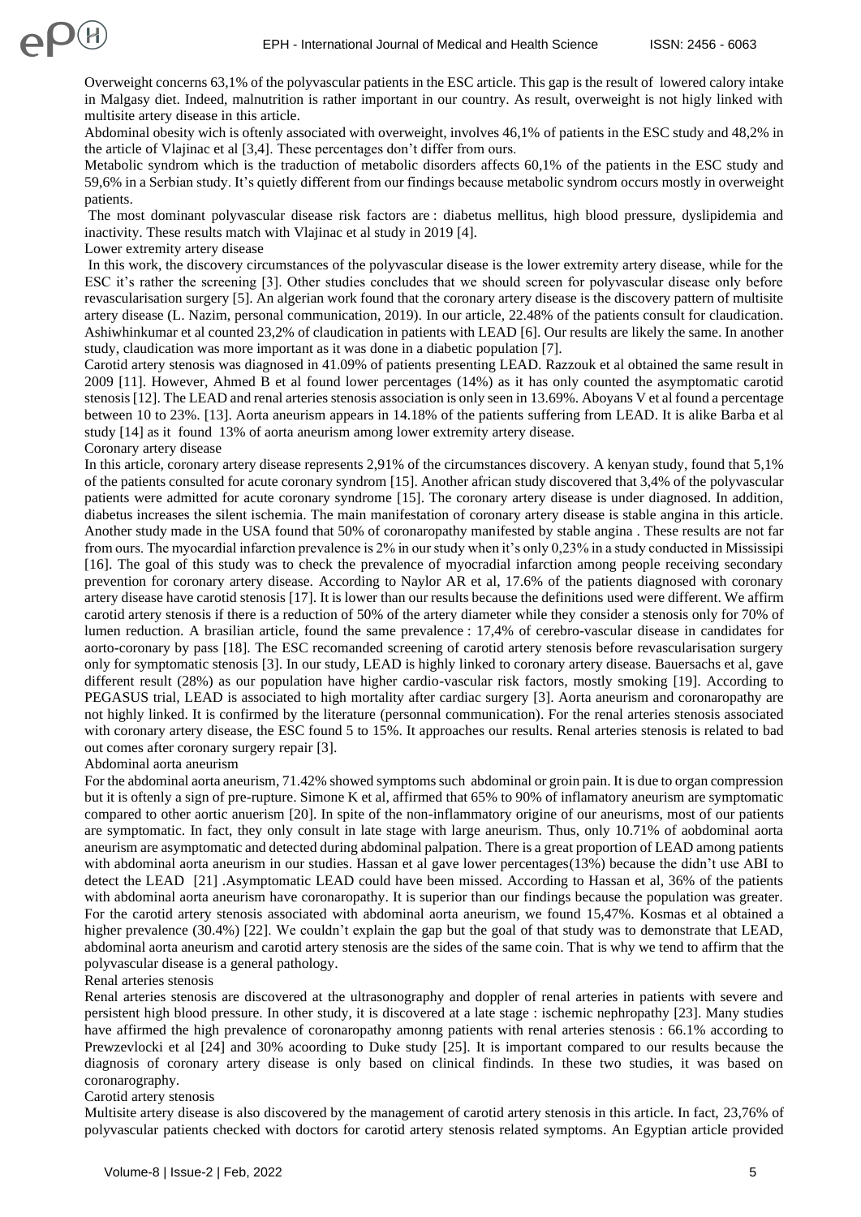Overweight concerns 63,1% of the polyvascular patients in the ESC article. This gap is the result of lowered calory intake in Malgasy diet. Indeed, malnutrition is rather important in our country. As result, overweight is not higly linked with multisite artery disease in this article.

Abdominal obesity wich is oftenly associated with overweight, involves 46,1% of patients in the ESC study and 48,2% in the article of Vlajinac et al [3,4]. These percentages don't differ from ours.

Metabolic syndrom which is the traduction of metabolic disorders affects 60,1% of the patients in the ESC study and 59,6% in a Serbian study. It's quietly different from our findings because metabolic syndrom occurs mostly in overweight patients.

The most dominant polyvascular disease risk factors are : diabetus mellitus, high blood pressure, dyslipidemia and inactivity. These results match with Vlajinac et al study in 2019 [4].

### Lower extremity artery disease

In this work, the discovery circumstances of the polyvascular disease is the lower extremity artery disease, while for the ESC it's rather the screening [3]. Other studies concludes that we should screen for polyvascular disease only before revascularisation surgery [5]. An algerian work found that the coronary artery disease is the discovery pattern of multisite artery disease (L. Nazim, personal communication, 2019). In our article, 22.48% of the patients consult for claudication. Ashiwhinkumar et al counted 23,2% of claudication in patients with LEAD [6]. Our results are likely the same. In another study, claudication was more important as it was done in a diabetic population [7].

Carotid artery stenosis was diagnosed in 41.09% of patients presenting LEAD. Razzouk et al obtained the same result in 2009 [11]. However, Ahmed B et al found lower percentages (14%) as it has only counted the asymptomatic carotid stenosis [12]. The LEAD and renal arteries stenosis association is only seen in 13.69%. Aboyans V et al found a percentage between 10 to 23%. [13]. Aorta aneurism appears in 14.18% of the patients suffering from LEAD. It is alike Barba et al study [14] as it found 13% of aorta aneurism among lower extremity artery disease.

### Coronary artery disease

In this article, coronary artery disease represents 2,91% of the circumstances discovery. A kenyan study, found that 5,1% of the patients consulted for acute coronary syndrom [15]. Another african study discovered that 3,4% of the polyvascular patients were admitted for acute coronary syndrome [15]. The coronary artery disease is under diagnosed. In addition, diabetus increases the silent ischemia. The main manifestation of coronary artery disease is stable angina in this article. Another study made in the USA found that 50% of coronaropathy manifested by stable angina . These results are not far from ours. The myocardial infarction prevalence is 2% in our study when it's only 0,23% in a study conducted in Mississipi [16]. The goal of this study was to check the prevalence of myocradial infarction among people receiving secondary prevention for coronary artery disease. According to Naylor AR et al, 17.6% of the patients diagnosed with coronary artery disease have carotid stenosis [17]. It is lower than our results because the definitions used were different. We affirm carotid artery stenosis if there is a reduction of 50% of the artery diameter while they consider a stenosis only for 70% of lumen reduction. A brasilian article, found the same prevalence : 17,4% of cerebro-vascular disease in candidates for aorto-coronary by pass [18]. The ESC recomanded screening of carotid artery stenosis before revascularisation surgery only for symptomatic stenosis [3]. In our study, LEAD is highly linked to coronary artery disease. Bauersachs et al, gave different result (28%) as our population have higher cardio-vascular risk factors, mostly smoking [19]. According to PEGASUS trial, LEAD is associated to high mortality after cardiac surgery [3]. Aorta aneurism and coronaropathy are not highly linked. It is confirmed by the literature (personnal communication). For the renal arteries stenosis associated with coronary artery disease, the ESC found 5 to 15%. It approaches our results. Renal arteries stenosis is related to bad out comes after coronary surgery repair [3].

### Abdominal aorta aneurism

For the abdominal aorta aneurism, 71.42% showed symptoms such abdominal or groin pain. It is due to organ compression but it is oftenly a sign of pre-rupture. Simone K et al, affirmed that 65% to 90% of inflamatory aneurism are symptomatic compared to other aortic anuerism [20]. In spite of the non-inflammatory origine of our aneurisms, most of our patients are symptomatic. In fact, they only consult in late stage with large aneurism. Thus, only 10.71% of aobdominal aorta aneurism are asymptomatic and detected during abdominal palpation. There is a great proportion of LEAD among patients with abdominal aorta aneurism in our studies. Hassan et al gave lower percentages(13%) because the didn't use ABI to detect the LEAD [21] .Asymptomatic LEAD could have been missed. According to Hassan et al, 36% of the patients with abdominal aorta aneurism have coronaropathy. It is superior than our findings because the population was greater. For the carotid artery stenosis associated with abdominal aorta aneurism, we found 15,47%. Kosmas et al obtained a higher prevalence (30.4%) [22]. We couldn't explain the gap but the goal of that study was to demonstrate that LEAD, abdominal aorta aneurism and carotid artery stenosis are the sides of the same coin. That is why we tend to affirm that the polyvascular disease is a general pathology.

### Renal arteries stenosis

Renal arteries stenosis are discovered at the ultrasonography and doppler of renal arteries in patients with severe and persistent high blood pressure. In other study, it is discovered at a late stage : ischemic nephropathy [23]. Many studies have affirmed the high prevalence of coronaropathy amonng patients with renal arteries stenosis : 66.1% according to Prewzevlocki et al [24] and 30% acoording to Duke study [25]. It is important compared to our results because the diagnosis of coronary artery disease is only based on clinical findinds. In these two studies, it was based on coronarography.

### Carotid artery stenosis

Multisite artery disease is also discovered by the management of carotid artery stenosis in this article. In fact, 23,76% of polyvascular patients checked with doctors for carotid artery stenosis related symptoms. An Egyptian article provided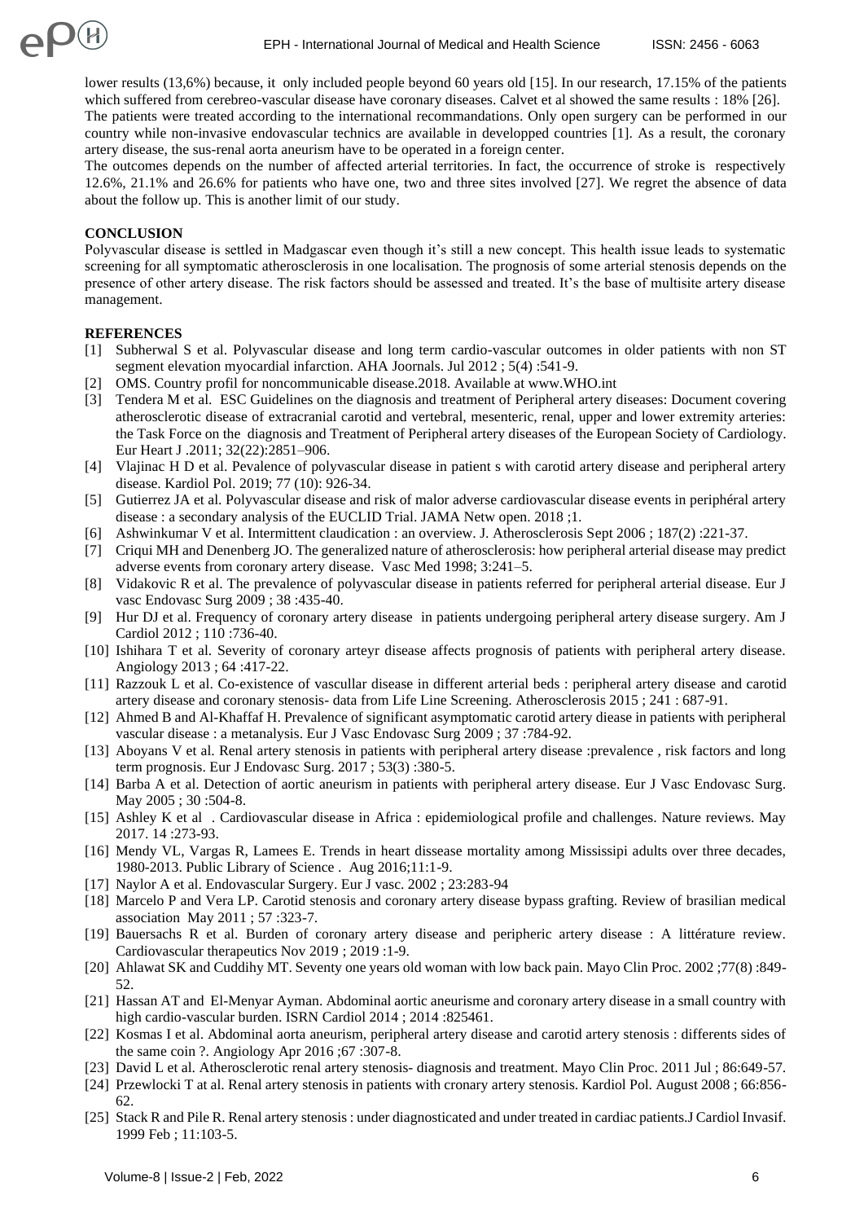lower results (13,6%) because, it only included people beyond 60 years old [15]. In our research, 17.15% of the patients which suffered from cerebreo-vascular disease have coronary diseases. Calvet et al showed the same results : 18% [26].
The patients were treated according to the international recommandations. Only open surgery can be performed in our country while non-invasive endovascular technics are available in developped countries [1]. As a result, the coronary artery disease, the sus-renal aorta aneurism have to be operated in a foreign center.
The outcomes depends on the number of affected arterial territories. In fact, the occurrence of stroke is respectively 12.6%, 21.1% and 26.6% for patients who have one, two and three sites involved [27]. We regret the absence of data about the follow up. This is another limit of our study.

## CONCLUSION

Polyvascular disease is settled in Madgascar even though it's still a new concept. This health issue leads to systematic screening for all symptomatic atherosclerosis in one localisation. The prognosis of some arterial stenosis depends on the presence of other artery disease. The risk factors should be assessed and treated. It's the base of multisite artery disease management.

## REFERENCES

[1] Subherwal S et al. Polyvascular disease and long term cardio-vascular outcomes in older patients with non ST segment elevation myocardial infarction. AHA Joornals. Jul 2012 ; 5(4) :541-9.
[2] OMS. Country profil for noncommunicable disease.2018. Available at www.WHO.int
[3] Tendera M et al. ESC Guidelines on the diagnosis and treatment of Peripheral artery diseases: Document covering atherosclerotic disease of extracranial carotid and vertebral, mesenteric, renal, upper and lower extremity arteries: the Task Force on the diagnosis and Treatment of Peripheral artery diseases of the European Society of Cardiology. Eur Heart J .2011; 32(22):2851–906.
[4] Vlajinac H D et al. Pevalence of polyvascular disease in patient s with carotid artery disease and peripheral artery disease. Kardiol Pol. 2019; 77 (10): 926-34.
[5] Gutierrez JA et al. Polyvascular disease and risk of malor adverse cardiovascular disease events in periphéral artery disease : a secondary analysis of the EUCLID Trial. JAMA Netw open. 2018 ;1.
[6] Ashwinkumar V et al. Intermittent claudication : an overview. J. Atherosclerosis Sept 2006 ; 187(2) :221-37.
[7] Criqui MH and Denenberg JO. The generalized nature of atherosclerosis: how peripheral arterial disease may predict adverse events from coronary artery disease. Vasc Med 1998; 3:241–5.
[8] Vidakovic R et al. The prevalence of polyvascular disease in patients referred for peripheral arterial disease. Eur J vasc Endovasc Surg 2009 ; 38 :435-40.
[9] Hur DJ et al. Frequency of coronary artery disease in patients undergoing peripheral artery disease surgery. Am J Cardiol 2012 ; 110 :736-40.
[10] Ishihara T et al. Severity of coronary arteyr disease affects prognosis of patients with peripheral artery disease. Angiology 2013 ; 64 :417-22.
[11] Razzouk L et al. Co-existence of vascullar disease in different arterial beds : peripheral artery disease and carotid artery disease and coronary stenosis- data from Life Line Screening. Atherosclerosis 2015 ; 241 : 687-91.
[12] Ahmed B and Al-Khaffaf H. Prevalence of significant asymptomatic carotid artery diease in patients with peripheral vascular disease : a metanalysis. Eur J Vasc Endovasc Surg 2009 ; 37 :784-92.
[13] Aboyans V et al. Renal artery stenosis in patients with peripheral artery disease :prevalence , risk factors and long term prognosis. Eur J Endovasc Surg. 2017 ; 53(3) :380-5.
[14] Barba A et al. Detection of aortic aneurism in patients with peripheral artery disease. Eur J Vasc Endovasc Surg. May 2005 ; 30 :504-8.
[15] Ashley K et al . Cardiovascular disease in Africa : epidemiological profile and challenges. Nature reviews. May 2017. 14 :273-93.
[16] Mendy VL, Vargas R, Lamees E. Trends in heart dissease mortality among Mississipi adults over three decades, 1980-2013. Public Library of Science . Aug 2016;11:1-9.
[17] Naylor A et al. Endovascular Surgery. Eur J vasc. 2002 ; 23:283-94
[18] Marcelo P and Vera LP. Carotid stenosis and coronary artery disease bypass grafting. Review of brasilian medical association May 2011 ; 57 :323-7.
[19] Bauersachs R et al. Burden of coronary artery disease and peripheric artery disease : A littérature review. Cardiovascular therapeutics Nov 2019 ; 2019 :1-9.
[20] Ahlawat SK and Cuddihy MT. Seventy one years old woman with low back pain. Mayo Clin Proc. 2002 ;77(8) :849-52.
[21] Hassan AT and El-Menyar Ayman. Abdominal aortic aneurisme and coronary artery disease in a small country with high cardio-vascular burden. ISRN Cardiol 2014 ; 2014 :825461.
[22] Kosmas I et al. Abdominal aorta aneurism, peripheral artery disease and carotid artery stenosis : differents sides of the same coin ?. Angiology Apr 2016 ;67 :307-8.
[23] David L et al. Atherosclerotic renal artery stenosis- diagnosis and treatment. Mayo Clin Proc. 2011 Jul ; 86:649-57.
[24] Przewlocki T at al. Renal artery stenosis in patients with cronary artery stenosis. Kardiol Pol. August 2008 ; 66:856-62.
[25] Stack R and Pile R. Renal artery stenosis : under diagnosticated and under treated in cardiac patients.J Cardiol Invasif. 1999 Feb ; 11:103-5.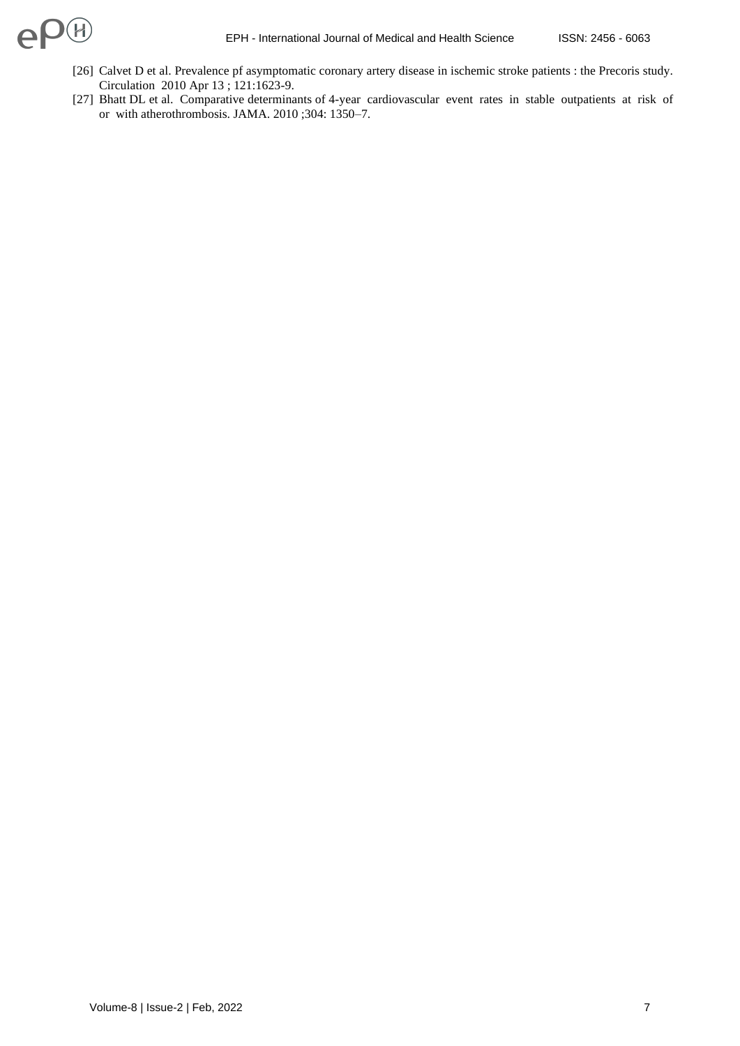[26] Calvet D et al. Prevalence pf asymptomatic coronary artery disease in ischemic stroke patients : the Precoris study. Circulation 2010 Apr 13 ; 121:1623-9.

[27] Bhatt DL et al. Comparative determinants of 4-year cardiovascular event rates in stable outpatients at risk of or with atherothrombosis. JAMA. 2010 ;304: 1350–7.